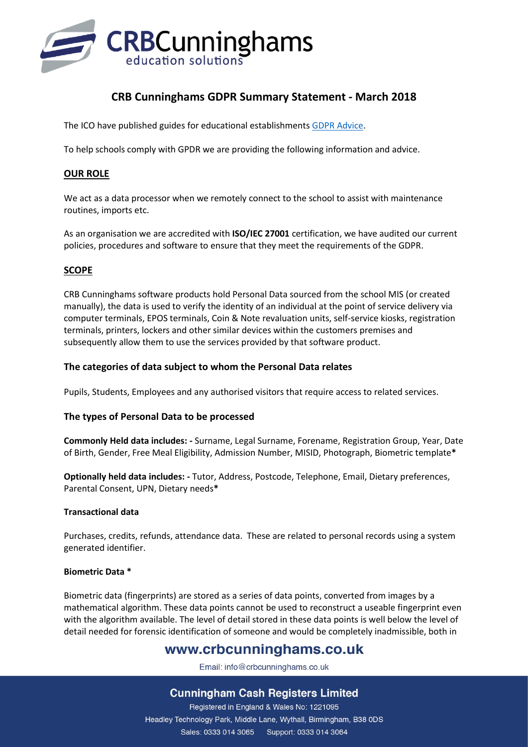# CRB Cunninghams GDPR Summary Statement - March 2018

The ICO have published guides for educational establishments [GDPR Advice](#).

To help schools comply with GPDR we are providing the following information and advice.

## OUR ROLE

We act as a data processor when we remotely connect to the school to assist with maintenance routines, imports etc.

As an organisation we are accredited with **ISO/IEC 27001** certification, we have audited our current policies, procedures and software to ensure that they meet the requirements of the GDPR.

## SCOPE

CRB Cunninghams software products hold Personal Data sourced from the school MIS (or created manually), the data is used to verify the identity of an individual at the point of service delivery via computer terminals, EPOS terminals, Coin & Note revaluation units, self-service kiosks, registration terminals, printers, lockers and other similar devices within the customers premises and subsequently allow them to use the services provided by that software product.

### The categories of data subject to whom the Personal Data relates

Pupils, Students, Employees and any authorised visitors that require access to related services.

### The types of Personal Data to be processed

**Commonly Held data includes: -** Surname, Legal Surname, Forename, Registration Group, Year, Date of Birth, Gender, Free Meal Eligibility, Admission Number, MISID, Photograph, Biometric template**\***

**Optionally held data includes: -** Tutor, Address, Postcode, Telephone, Email, Dietary preferences, Parental Consent, UPN, Dietary needs**\***

#### Transactional data

Purchases, credits, refunds, attendance data. These are related to personal records using a system generated identifier.

#### Biometric Data *

Biometric data (fingerprints) are stored as a series of data points, converted from images by a mathematical algorithm. These data points cannot be used to reconstruct a useable fingerprint even with the algorithm available. The level of detail stored in these data points is well below the level of detail needed for forensic identification of someone and would be completely inadmissible, both in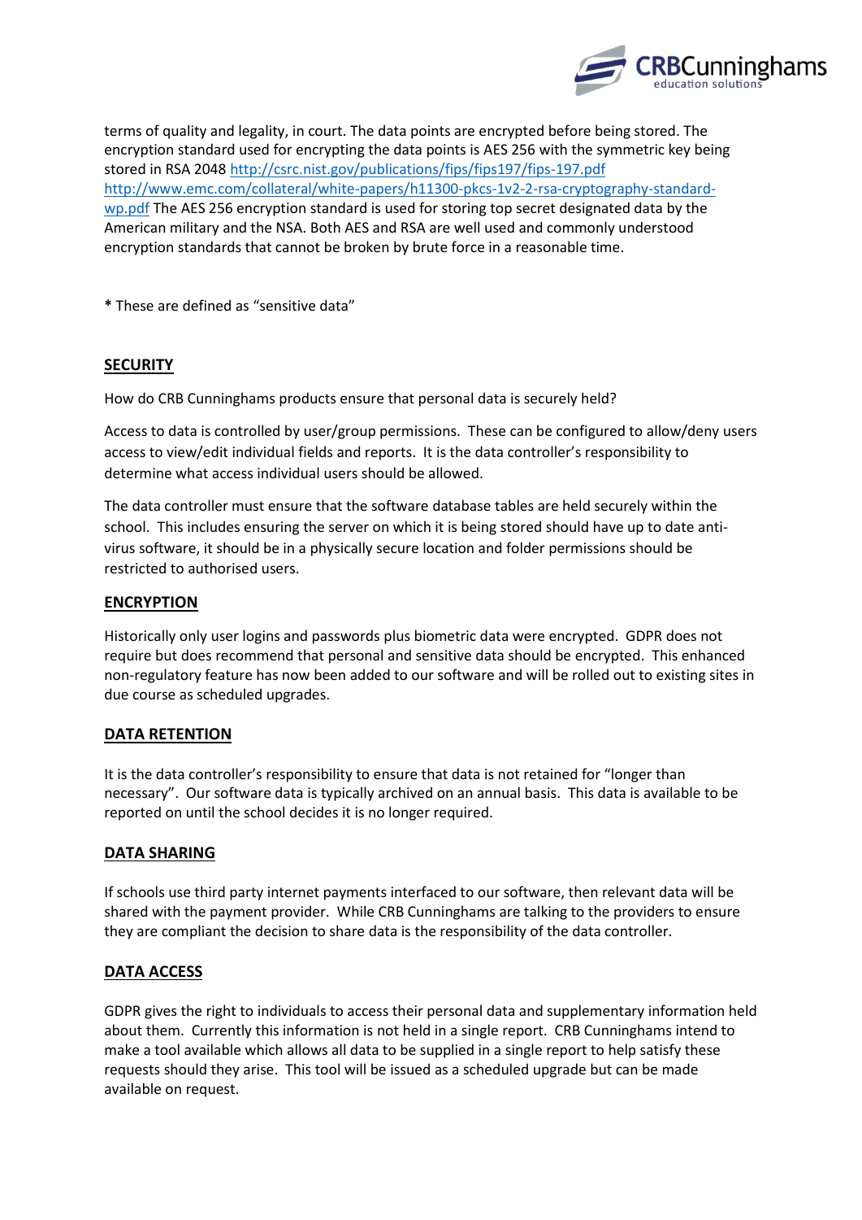terms of quality and legality, in court. The data points are encrypted before being stored. The encryption standard used for encrypting the data points is AES 256 with the symmetric key being stored in RSA 2048 http://csrc.nist.gov/publications/fips/fips197/fips-197.pdf http://www.emc.com/collateral/white-papers/h11300-pkcs-1v2-2-rsa-cryptography-standard-wp.pdf The AES 256 encryption standard is used for storing top secret designated data by the American military and the NSA. Both AES and RSA are well used and commonly understood encryption standards that cannot be broken by brute force in a reasonable time.

**\*** These are defined as "sensitive data"

## SECURITY

How do CRB Cunninghams products ensure that personal data is securely held?

Access to data is controlled by user/group permissions. These can be configured to allow/deny users access to view/edit individual fields and reports. It is the data controller's responsibility to determine what access individual users should be allowed.

The data controller must ensure that the software database tables are held securely within the school. This includes ensuring the server on which it is being stored should have up to date anti-virus software, it should be in a physically secure location and folder permissions should be restricted to authorised users.

## ENCRYPTION

Historically only user logins and passwords plus biometric data were encrypted. GDPR does not require but does recommend that personal and sensitive data should be encrypted. This enhanced non-regulatory feature has now been added to our software and will be rolled out to existing sites in due course as scheduled upgrades.

## DATA RETENTION

It is the data controller's responsibility to ensure that data is not retained for "longer than necessary". Our software data is typically archived on an annual basis. This data is available to be reported on until the school decides it is no longer required.

## DATA SHARING

If schools use third party internet payments interfaced to our software, then relevant data will be shared with the payment provider. While CRB Cunninghams are talking to the providers to ensure they are compliant the decision to share data is the responsibility of the data controller.

## DATA ACCESS

GDPR gives the right to individuals to access their personal data and supplementary information held about them. Currently this information is not held in a single report. CRB Cunninghams intend to make a tool available which allows all data to be supplied in a single report to help satisfy these requests should they arise. This tool will be issued as a scheduled upgrade but can be made available on request.